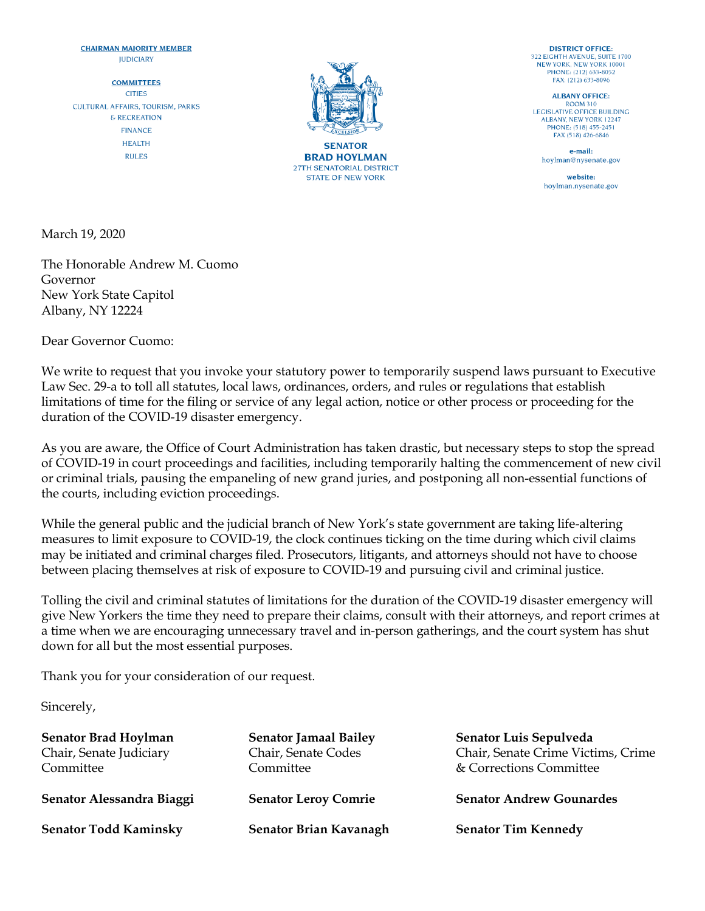**CHAIRMAN MAJORITY MEMBER**
JUDICIARY

**COMMITTEES**
CITIES
CULTURAL AFFAIRS, TOURISM, PARKS & RECREATION
FINANCE
HEALTH
RULES

**SENATOR**
**BRAD HOYLMAN**
27TH SENATORIAL DISTRICT
STATE OF NEW YORK

**DISTRICT OFFICE:**
322 EIGHTH AVENUE, SUITE 1700
NEW YORK, NEW YORK 10001
PHONE: (212) 633-8052
FAX: (212) 633-8096

**ALBANY OFFICE:**
ROOM 310
LEGISLATIVE OFFICE BUILDING
ALBANY, NEW YORK 12247
PHONE: (518) 455-2451
FAX (518) 426-6846

**e-mail:**
hoylman@nysenate.gov

**website:**
hoylman.nysenate.gov

March 19, 2020

The Honorable Andrew M. Cuomo
Governor
New York State Capitol
Albany, NY 12224

Dear Governor Cuomo:

We write to request that you invoke your statutory power to temporarily suspend laws pursuant to Executive Law Sec. 29-a to toll all statutes, local laws, ordinances, orders, and rules or regulations that establish limitations of time for the filing or service of any legal action, notice or other process or proceeding for the duration of the COVID-19 disaster emergency.

As you are aware, the Office of Court Administration has taken drastic, but necessary steps to stop the spread of COVID-19 in court proceedings and facilities, including temporarily halting the commencement of new civil or criminal trials, pausing the empaneling of new grand juries, and postponing all non-essential functions of the courts, including eviction proceedings.

While the general public and the judicial branch of New York's state government are taking life-altering measures to limit exposure to COVID-19, the clock continues ticking on the time during which civil claims may be initiated and criminal charges filed. Prosecutors, litigants, and attorneys should not have to choose between placing themselves at risk of exposure to COVID-19 and pursuing civil and criminal justice.

Tolling the civil and criminal statutes of limitations for the duration of the COVID-19 disaster emergency will give New Yorkers the time they need to prepare their claims, consult with their attorneys, and report crimes at a time when we are encouraging unnecessary travel and in-person gatherings, and the court system has shut down for all but the most essential purposes.

Thank you for your consideration of our request.

Sincerely,

**Senator Brad Hoylman**
Chair, Senate Judiciary Committee

**Senator Jamaal Bailey**
Chair, Senate Codes Committee

**Senator Luis Sepulveda**
Chair, Senate Crime Victims, Crime & Corrections Committee

**Senator Alessandra Biaggi**

**Senator Leroy Comrie**

**Senator Andrew Gounardes**

**Senator Todd Kaminsky**

**Senator Brian Kavanagh**

**Senator Tim Kennedy**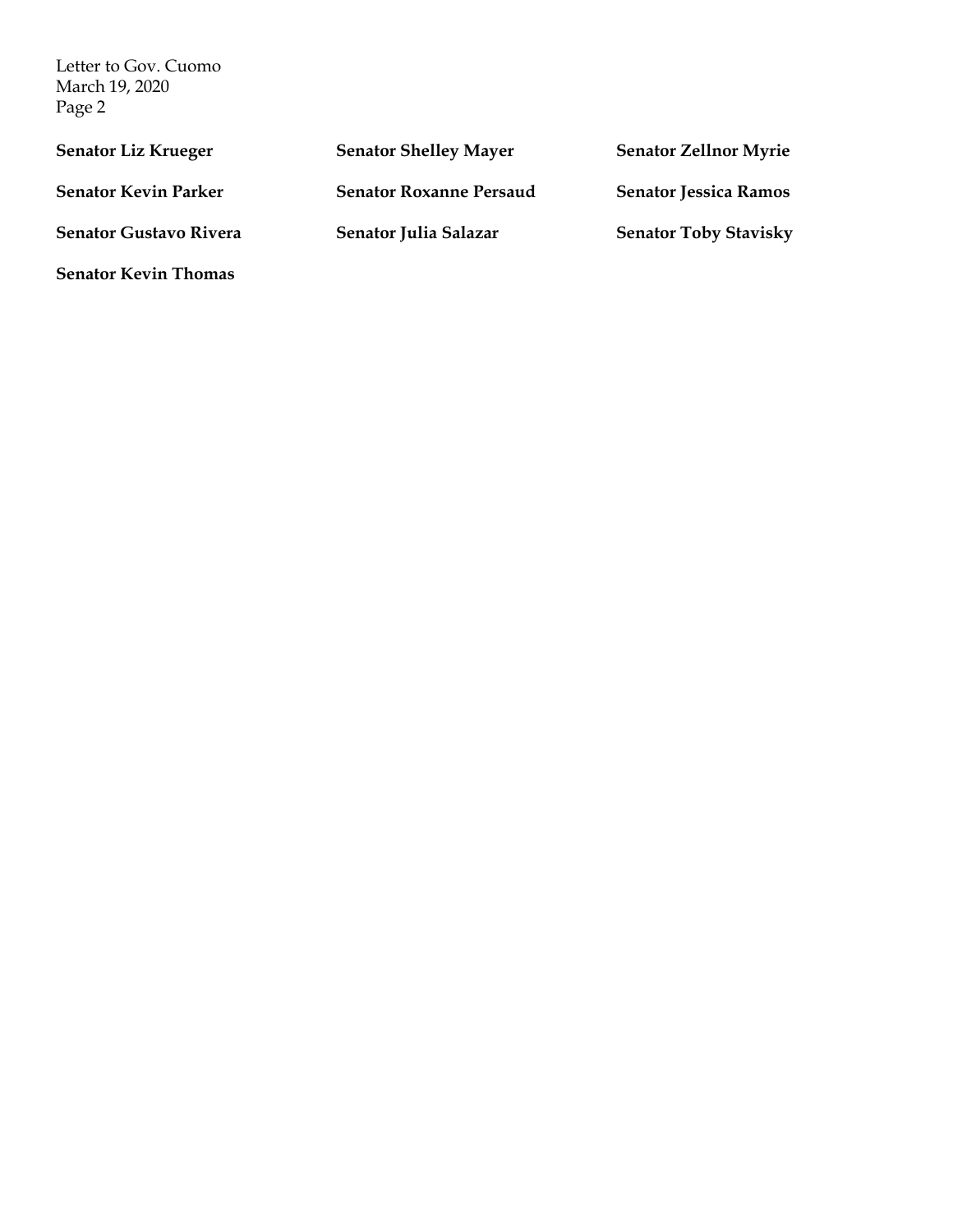**Senator Liz Krueger**

**Senator Shelley Mayer**

**Senator Zellnor Myrie**

**Senator Kevin Parker**

**Senator Roxanne Persaud**

**Senator Jessica Ramos**

**Senator Gustavo Rivera**

**Senator Julia Salazar**

**Senator Toby Stavisky**

**Senator Kevin Thomas**